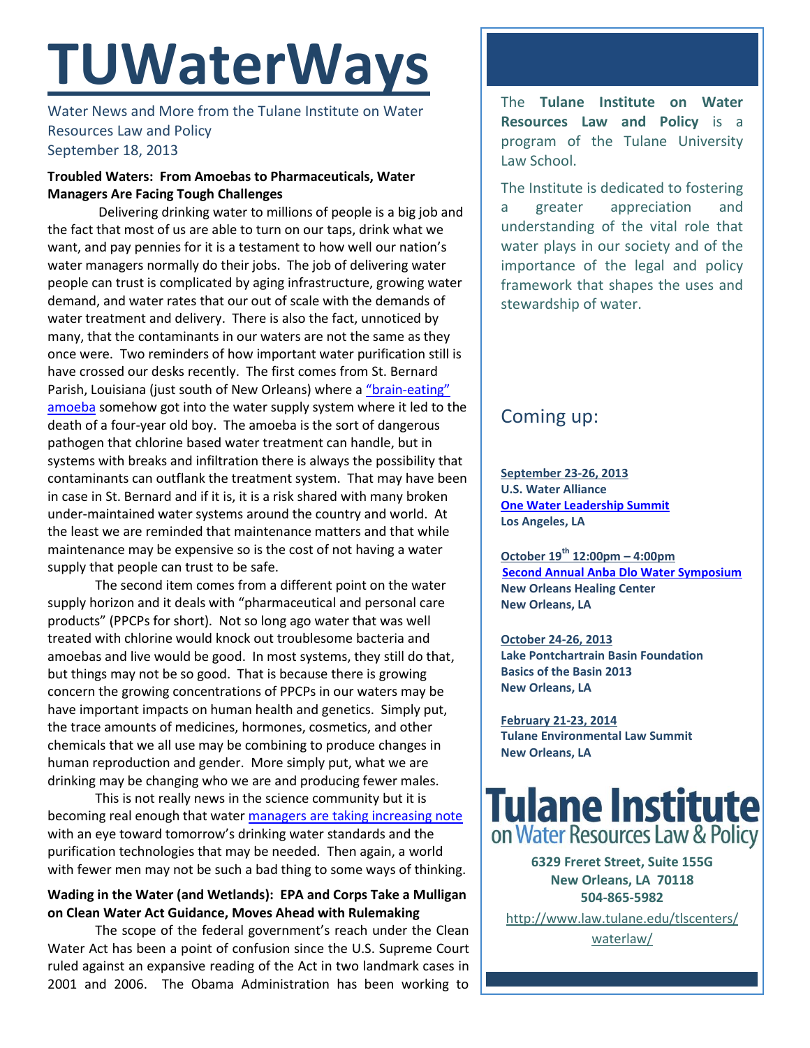# TUWaterWays

Water News and More from the Tulane Institute on Water Resources Law and Policy
September 18, 2013

**Troubled Waters: From Amoebas to Pharmaceuticals, Water Managers Are Facing Tough Challenges**

Delivering drinking water to millions of people is a big job and the fact that most of us are able to turn on our taps, drink what we want, and pay pennies for it is a testament to how well our nation's water managers normally do their jobs. The job of delivering water people can trust is complicated by aging infrastructure, growing water demand, and water rates that our out of scale with the demands of water treatment and delivery. There is also the fact, unnoticed by many, that the contaminants in our waters are not the same as they once were. Two reminders of how important water purification still is have crossed our desks recently. The first comes from St. Bernard Parish, Louisiana (just south of New Orleans) where a "brain-eating" amoeba somehow got into the water supply system where it led to the death of a four-year old boy. The amoeba is the sort of dangerous pathogen that chlorine based water treatment can handle, but in systems with breaks and infiltration there is always the possibility that contaminants can outflank the treatment system. That may have been in case in St. Bernard and if it is, it is a risk shared with many broken under-maintained water systems around the country and world. At the least we are reminded that maintenance matters and that while maintenance may be expensive so is the cost of not having a water supply that people can trust to be safe.

The second item comes from a different point on the water supply horizon and it deals with "pharmaceutical and personal care products" (PPCPs for short). Not so long ago water that was well treated with chlorine would knock out troublesome bacteria and amoebas and live would be good. In most systems, they still do that, but things may not be so good. That is because there is growing concern the growing concentrations of PPCPs in our waters may be have important impacts on human health and genetics. Simply put, the trace amounts of medicines, hormones, cosmetics, and other chemicals that we all use may be combining to produce changes in human reproduction and gender. More simply put, what we are drinking may be changing who we are and producing fewer males.

This is not really news in the science community but it is becoming real enough that water managers are taking increasing note with an eye toward tomorrow's drinking water standards and the purification technologies that may be needed. Then again, a world with fewer men may not be such a bad thing to some ways of thinking.

**Wading in the Water (and Wetlands): EPA and Corps Take a Mulligan on Clean Water Act Guidance, Moves Ahead with Rulemaking**

The scope of the federal government's reach under the Clean Water Act has been a point of confusion since the U.S. Supreme Court ruled against an expansive reading of the Act in two landmark cases in 2001 and 2006. The Obama Administration has been working to

The **Tulane Institute on Water Resources Law and Policy** is a program of the Tulane University Law School.

The Institute is dedicated to fostering a greater appreciation and understanding of the vital role that water plays in our society and of the importance of the legal and policy framework that shapes the uses and stewardship of water.

## Coming up:

**September 23-26, 2013**
**U.S. Water Alliance**
**One Water Leadership Summit**
**Los Angeles, LA**

**October 19th 12:00pm – 4:00pm**
**Second Annual Anba Dlo Water Symposium**
**New Orleans Healing Center**
**New Orleans, LA**

**October 24-26, 2013**
**Lake Pontchartrain Basin Foundation**
**Basics of the Basin 2013**
**New Orleans, LA**

**February 21-23, 2014**
**Tulane Environmental Law Summit**
**New Orleans, LA**

**Tulane Institute on Water Resources Law & Policy**

**6329 Freret Street, Suite 155G**
**New Orleans, LA 70118**
**504-865-5982**

http://www.law.tulane.edu/tlscenters/waterlaw/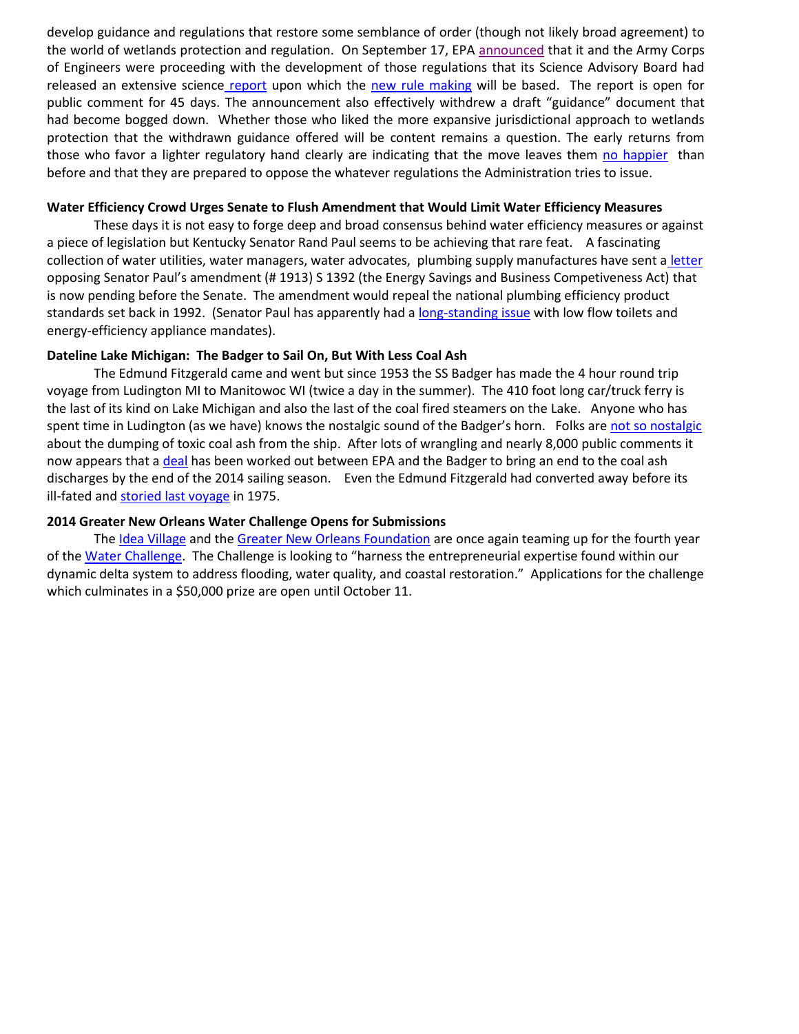develop guidance and regulations that restore some semblance of order (though not likely broad agreement) to the world of wetlands protection and regulation. On September 17, EPA announced that it and the Army Corps of Engineers were proceeding with the development of those regulations that its Science Advisory Board had released an extensive science report upon which the new rule making will be based. The report is open for public comment for 45 days. The announcement also effectively withdrew a draft "guidance" document that had become bogged down. Whether those who liked the more expansive jurisdictional approach to wetlands protection that the withdrawn guidance offered will be content remains a question. The early returns from those who favor a lighter regulatory hand clearly are indicating that the move leaves them no happier than before and that they are prepared to oppose the whatever regulations the Administration tries to issue.

**Water Efficiency Crowd Urges Senate to Flush Amendment that Would Limit Water Efficiency Measures**

These days it is not easy to forge deep and broad consensus behind water efficiency measures or against a piece of legislation but Kentucky Senator Rand Paul seems to be achieving that rare feat. A fascinating collection of water utilities, water managers, water advocates, plumbing supply manufactures have sent a letter opposing Senator Paul's amendment (# 1913) S 1392 (the Energy Savings and Business Competiveness Act) that is now pending before the Senate. The amendment would repeal the national plumbing efficiency product standards set back in 1992. (Senator Paul has apparently had a long-standing issue with low flow toilets and energy-efficiency appliance mandates).

**Dateline Lake Michigan: The Badger to Sail On, But With Less Coal Ash**

The Edmund Fitzgerald came and went but since 1953 the SS Badger has made the 4 hour round trip voyage from Ludington MI to Manitowoc WI (twice a day in the summer). The 410 foot long car/truck ferry is the last of its kind on Lake Michigan and also the last of the coal fired steamers on the Lake. Anyone who has spent time in Ludington (as we have) knows the nostalgic sound of the Badger's horn. Folks are not so nostalgic about the dumping of toxic coal ash from the ship. After lots of wrangling and nearly 8,000 public comments it now appears that a deal has been worked out between EPA and the Badger to bring an end to the coal ash discharges by the end of the 2014 sailing season. Even the Edmund Fitzgerald had converted away before its ill-fated and storied last voyage in 1975.

**2014 Greater New Orleans Water Challenge Opens for Submissions**

The Idea Village and the Greater New Orleans Foundation are once again teaming up for the fourth year of the Water Challenge. The Challenge is looking to "harness the entrepreneurial expertise found within our dynamic delta system to address flooding, water quality, and coastal restoration." Applications for the challenge which culminates in a $50,000 prize are open until October 11.